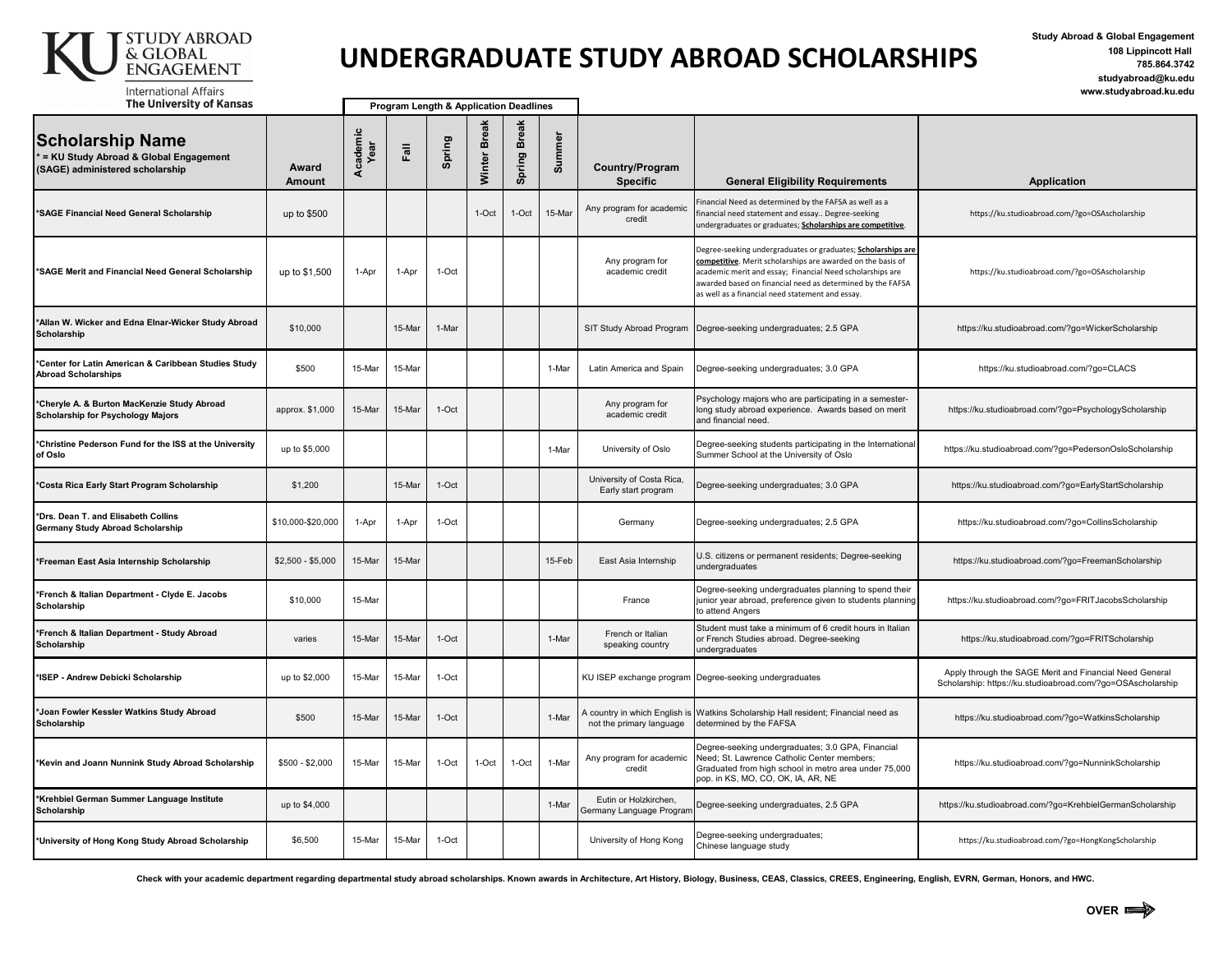KU STUDY ABROAD & GLOBAL ENGAGEMENT
International Affairs
The University of Kansas

# UNDERGRADUATE STUDY ABROAD SCHOLARSHIPS

**Study Abroad & Global Engagement**
**108 Lippincott Hall**
**785.864.3742**
**studyabroad@ku.edu**
**www.studyabroad.ku.edu**

| Scholarship Name<br>* = KU Study Abroad & Global Engagement (SAGE) administered scholarship | Award Amount | Program Length & Application Deadlines | | | | | | Country/Program Specific | General Eligibility Requirements | Application |
|---|---|---|---|---|---|---|---|---|---|---|
| | | Academic Year | Fall | Spring | Winter Break | Spring Break | Summer | | | |
| *SAGE Financial Need General Scholarship | up to $500 | | | | 1-Oct | 1-Oct | 15-Mar | Any program for academic credit | Financial Need as determined by the FAFSA as well as a financial need statement and essay.. Degree-seeking undergraduates or graduates; **Scholarships are competitive**. | https://ku.studioabroad.com/?go=OSAscholarship |
| *SAGE Merit and Financial Need General Scholarship | up to $1,500 | 1-Apr | 1-Apr | 1-Oct | | | | Any program for academic credit | Degree-seeking undergraduates or graduates; **Scholarships are competitive**. Merit scholarships are awarded on the basis of academic merit and essay; Financial Need scholarships are awarded based on financial need as determined by the FAFSA as well as a financial need statement and essay. | https://ku.studioabroad.com/?go=OSAscholarship |
| *Allan W. Wicker and Edna Elnar-Wicker Study Abroad Scholarship | $10,000 | | 15-Mar | 1-Mar | | | | SIT Study Abroad Program | Degree-seeking undergraduates; 2.5 GPA | https://ku.studioabroad.com/?go=WickerScholarship |
| *Center for Latin American & Caribbean Studies Study Abroad Scholarships | $500 | 15-Mar | 15-Mar | | | | 1-Mar | Latin America and Spain | Degree-seeking undergraduates; 3.0 GPA | https://ku.studioabroad.com/?go=CLACS |
| *Cheryle A. & Burton MacKenzie Study Abroad Scholarship for Psychology Majors | approx. $1,000 | 15-Mar | 15-Mar | 1-Oct | | | | Any program for academic credit | Psychology majors who are participating in a semester-long study abroad experience. Awards based on merit and financial need. | https://ku.studioabroad.com/?go=PsychologyScholarship |
| *Christine Pederson Fund for the ISS at the University of Oslo | up to $5,000 | | | | | | 1-Mar | University of Oslo | Degree-seeking students participating in the International Summer School at the University of Oslo | https://ku.studioabroad.com/?go=PedersonOsloScholarship |
| *Costa Rica Early Start Program Scholarship | $1,200 | | 15-Mar | 1-Oct | | | | University of Costa Rica, Early start program | Degree-seeking undergraduates; 3.0 GPA | https://ku.studioabroad.com/?go=EarlyStartScholarship |
| *Drs. Dean T. and Elisabeth Collins Germany Study Abroad Scholarship | $10,000-$20,000 | 1-Apr | 1-Apr | 1-Oct | | | | Germany | Degree-seeking undergraduates; 2.5 GPA | https://ku.studioabroad.com/?go=CollinsScholarship |
| *Freeman East Asia Internship Scholarship | $2,500 - $5,000 | 15-Mar | 15-Mar | | | | 15-Feb | East Asia Internship | U.S. citizens or permanent residents; Degree-seeking undergraduates | https://ku.studioabroad.com/?go=FreemanScholarship |
| *French & Italian Department - Clyde E. Jacobs Scholarship | $10,000 | 15-Mar | | | | | | France | Degree-seeking undergraduates planning to spend their junior year abroad, preference given to students planning to attend Angers | https://ku.studioabroad.com/?go=FRITJacobsScholarship |
| *French & Italian Department - Study Abroad Scholarship | varies | 15-Mar | 15-Mar | 1-Oct | | | 1-Mar | French or Italian speaking country | Student must take a minimum of 6 credit hours in Italian or French Studies abroad. Degree-seeking undergraduates | https://ku.studioabroad.com/?go=FRITScholarship |
| *ISEP - Andrew Debicki Scholarship | up to $2,000 | 15-Mar | 15-Mar | 1-Oct | | | | KU ISEP exchange program | Degree-seeking undergraduates | Apply through the SAGE Merit and Financial Need General Scholarship: https://ku.studioabroad.com/?go=OSAscholarship |
| *Joan Fowler Kessler Watkins Study Abroad Scholarship | $500 | 15-Mar | 15-Mar | 1-Oct | | | 1-Mar | A country in which English is not the primary language | Watkins Scholarship Hall resident; Financial need as determined by the FAFSA | https://ku.studioabroad.com/?go=WatkinsScholarship |
| *Kevin and Joann Nunnink Study Abroad Scholarship | $500 - $2,000 | 15-Mar | 15-Mar | 1-Oct | 1-Oct | 1-Oct | 1-Mar | Any program for academic credit | Degree-seeking undergraduates; 3.0 GPA, Financial Need; St. Lawrence Catholic Center members; Graduated from high school in metro area under 75,000 pop. in KS, MO, CO, OK, IA, AR, NE | https://ku.studioabroad.com/?go=NunninkScholarship |
| *Krehbiel German Summer Language Institute Scholarship | up to $4,000 | | | | | | 1-Mar | Eutin or Holzkirchen, Germany Language Program | Degree-seeking undergraduates, 2.5 GPA | https://ku.studioabroad.com/?go=KrehbielGermanScholarship |
| *University of Hong Kong Study Abroad Scholarship | $6,500 | 15-Mar | 15-Mar | 1-Oct | | | | University of Hong Kong | Degree-seeking undergraduates; Chinese language study | https://ku.studioabroad.com/?go=HongKongScholarship |

**Check with your academic department regarding departmental study abroad scholarships. Known awards in Architecture, Art History, Biology, Business, CEAS, Classics, CREES, Engineering, English, EVRN, German, Honors, and HWC.**

**OVER**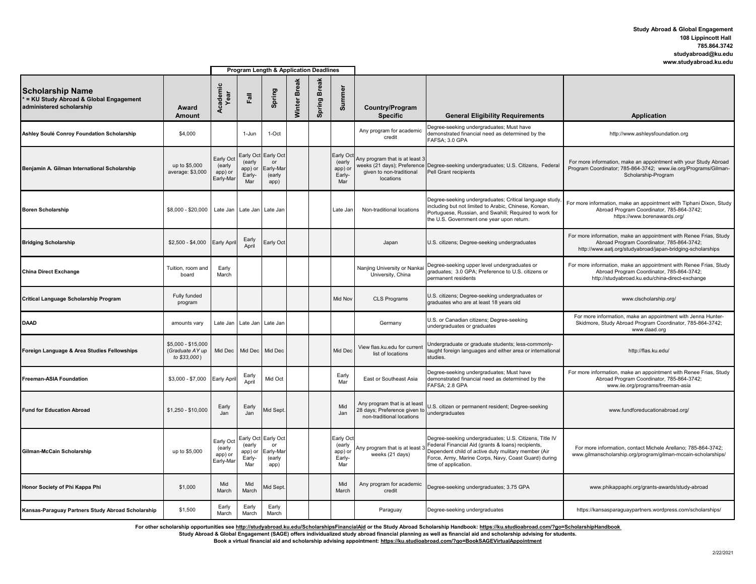**Study Abroad & Global Engagement**
**108 Lippincott Hall**
**785.864.3742**
**studyabroad@ku.edu**
**www.studyabroad.ku.edu**

| Scholarship Name<br>* = KU Study Abroad & Global Engagement administered scholarship | Award Amount | Program Length & Application Deadlines | | | | | | Country/Program Specific | General Eligibility Requirements | Application |
|---|---|---|---|---|---|---|---|---|---|---|
| | | Academic Year | Fall | Spring | Winter Break | Spring Break | Summer | | | |
| Ashley Soulé Conroy Foundation Scholarship | $4,000 | | 1-Jun | 1-Oct | | | | Any program for academic credit | Degree-seeking undergraduates; Must have demonstrated financial need as determined by the FAFSA; 3.0 GPA | http://www.ashleysfoundation.org |
| Benjamin A. Gilman International Scholarship | up to $5,000 average: $3,000 | Early Oct (early app) or Early-Mar | Early Oct (early app) or Early-Mar | Early Oct or Early-Mar (early app) | | | Early Oct (early app) or Early-Mar | Any program that is at least 3 weeks (21 days); Preference given to non-traditional locations | Degree-seeking undergraduates; U.S. Citizens, Federal Pell Grant recipients | For more information, make an appointment with your Study Abroad Program Coordinator; 785-864-3742; www.iie.org/Programs/Gilman-Scholarship-Program |
| Boren Scholarship | $8,000 - $20,000 | Late Jan | Late Jan | Late Jan | | | Late Jan | Non-traditional locations | Degree-seeking undergraduates; Critical language study, including but not limited to Arabic, Chinese, Korean, Portuguese, Russian, and Swahili; Required to work for the U.S. Government one year upon return. | For more information, make an appointment with Tiphani Dixon, Study Abroad Program Coordinator, 785-864-3742; https://www.borenawards.org/ |
| Bridging Scholarship | $2,500 - $4,000 | Early April | Early April | Early Oct | | | | Japan | U.S. citizens; Degree-seeking undergraduates | For more information, make an appointment with Renee Frias, Study Abroad Program Coordinator, 785-864-3742; http://www.aatj.org/studyabroad/japan-bridging-scholarships |
| China Direct Exchange | Tuition, room and board | Early March | | | | | | Nanjing University or Nankai University, China | Degree-seeking upper level undergraduates or graduates; 3.0 GPA; Preference to U.S. citizens or permanent residents | For more information, make an appointment with Renee Frias, Study Abroad Program Coordinator, 785-864-3742; http://studyabroad.ku.edu/china-direct-exchange |
| Critical Language Scholarship Program | Fully funded program | | | | | | Mid Nov | CLS Programs | U.S. citizens; Degree-seeking undergraduates or graduates who are at least 18 years old | www.clscholarship.org/ |
| DAAD | amounts vary | Late Jan | Late Jan | Late Jan | | | | Germany | U.S. or Canadian citizens; Degree-seeking undergraduates or graduates | For more information, make an appointment with Jenna Hunter-Skidmore, Study Abroad Program Coordinator, 785-864-3742; www.daad.org |
| Foreign Language & Area Studies Fellowships | $5,000 - $15,000 (*Graduate AY up to $33,000*) | Mid Dec | Mid Dec | Mid Dec | | | Mid Dec | View flas.ku.edu for current list of locations | Undergraduate or graduate students; less-commonly-taught foreign languages and either area or international studies. | http://flas.ku.edu/ |
| Freeman-ASIA Foundation | $3,000 - $7,000 | Early April | Early April | Mid Oct | | | Early Mar | East or Southeast Asia | Degree-seeking undergraduates; Must have demonstrated financial need as determined by the FAFSA; 2.8 GPA | For more information, make an appointment with Renee Frias, Study Abroad Program Coordinator, 785-864-3742; www.iie.org/programs/freeman-asia |
| Fund for Education Abroad | $1,250 - $10,000 | Early Jan | Early Jan | Mid Sept. | | | Mid Jan | Any program that is at least 28 days; Preference given to non-traditional locations | U.S. citizen or permanent resident; Degree-seeking undergraduates | www.fundforeducationabroad.org/ |
| Gilman-McCain Scholarship | up to $5,000 | Early Oct (early app) or Early-Mar | Early Oct (early app) or Early-Mar | Early Oct or Early-Mar (early app) | | | Early Oct (early app) or Early-Mar | Any program that is at least 3 weeks (21 days) | Degree-seeking undergraduates; U.S. Citizens, Title IV Federal Financial Aid (grants & loans) recipients, Dependent child of active duty mulitary member (Air Force, Army, Marine Corps, Navy, Coast Guard) during time of application. | For more information, contact Michele Arellano; 785-864-3742; www.gilmanscholarship.org/program/gilman-mccain-scholarships/ |
| Honor Society of Phi Kappa Phi | $1,000 | Mid March | Mid March | Mid Sept. | | | Mid March | Any program for academic credit | Degree-seeking undergraduates; 3.75 GPA | www.phikappaphi.org/grants-awards/study-abroad |
| Kansas-Paraguay Partners Study Abroad Scholarship | $1,500 | Early March | Early March | Early March | | | | Paraguay | Degree-seeking undergraduates | https://kansasparaguaypartners.wordpress.com/scholarships/ |

**For other scholarship opportunities see http://studyabroad.ku.edu/ScholarshipsFinancialAid or the Study Abroad Scholarship Handbook: https://ku.studioabroad.com/?go=ScholarshipHandbook**
**Study Abroad & Global Engagement (SAGE) offers individualized study abroad financial planning as well as financial aid and scholarship advising for students.**
**Book a virtual financial aid and scholarship advising appointment: https://ku.studioabroad.com/?go=BookSAGEVirtualAppointment**

2/22/2021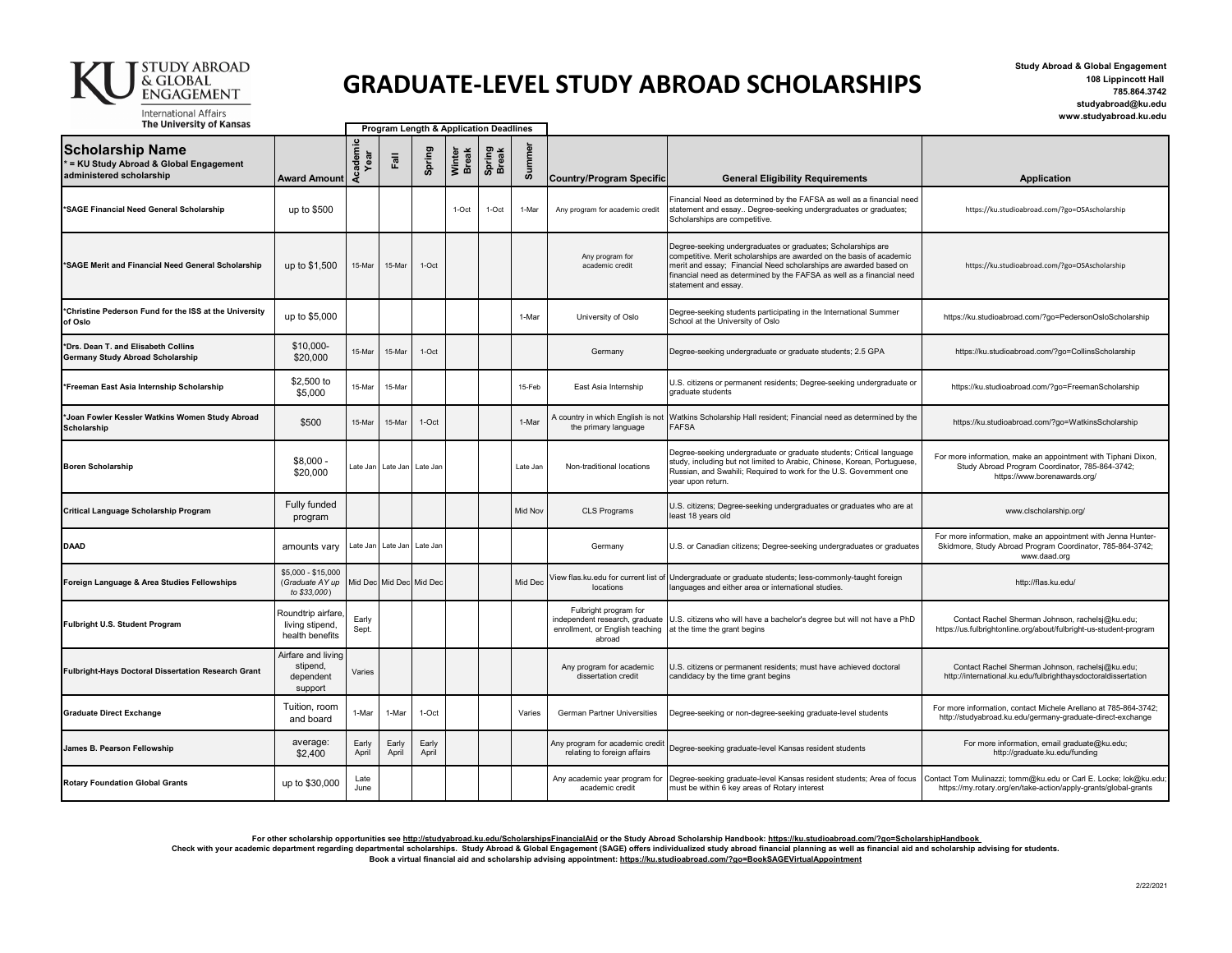STUDY ABROAD & GLOBAL ENGAGEMENT
International Affairs
The University of Kansas

# GRADUATE-LEVEL STUDY ABROAD SCHOLARSHIPS

**Study Abroad & Global Engagement**
**108 Lippincott Hall**
**785.864.3742**
**studyabroad@ku.edu**
**www.studyabroad.ku.edu**

| Scholarship Name * = KU Study Abroad & Global Engagement administered scholarship | Award Amount | Program Length & Application Deadlines | | | | | | Country/Program Specific | General Eligibility Requirements | Application |
|---|---|---|---|---|---|---|---|---|---|---|
| | | Academic Year | Fall | Spring | Winter Break | Spring Break | Summer | | | |
| *SAGE Financial Need General Scholarship | up to $500 | | | | 1-Oct | 1-Oct | 1-Mar | Any program for academic credit | Financial Need as determined by the FAFSA as well as a financial need statement and essay.. Degree-seeking undergraduates or graduates; Scholarships are competitive. | https://ku.studioabroad.com/?go=OSAscholarship |
| *SAGE Merit and Financial Need General Scholarship | up to $1,500 | 15-Mar | 15-Mar | 1-Oct | | | | Any program for academic credit | Degree-seeking undergraduates or graduates; Scholarships are competitive. Merit scholarships are awarded on the basis of academic merit and essay; Financial Need scholarships are awarded based on financial need as determined by the FAFSA as well as a financial need statement and essay. | https://ku.studioabroad.com/?go=OSAscholarship |
| *Christine Pederson Fund for the ISS at the University of Oslo | up to $5,000 | | | | | | 1-Mar | University of Oslo | Degree-seeking students participating in the International Summer School at the University of Oslo | https://ku.studioabroad.com/?go=PedersonOsloScholarship |
| *Drs. Dean T. and Elisabeth Collins Germany Study Abroad Scholarship | $10,000-$20,000 | 15-Mar | 15-Mar | 1-Oct | | | | Germany | Degree-seeking undergraduate or graduate students; 2.5 GPA | https://ku.studioabroad.com/?go=CollinsScholarship |
| *Freeman East Asia Internship Scholarship | $2,500 to $5,000 | 15-Mar | 15-Mar | | | | 15-Feb | East Asia Internship | U.S. citizens or permanent residents; Degree-seeking undergraduate or graduate students | https://ku.studioabroad.com/?go=FreemanScholarship |
| *Joan Fowler Kessler Watkins Women Study Abroad Scholarship | $500 | 15-Mar | 15-Mar | 1-Oct | | | 1-Mar | A country in which English is not the primary language | Watkins Scholarship Hall resident; Financial need as determined by the FAFSA | https://ku.studioabroad.com/?go=WatkinsScholarship |
| Boren Scholarship | $8,000 - $20,000 | Late Jan | Late Jan | Late Jan | | | Late Jan | Non-traditional locations | Degree-seeking undergraduate or graduate students; Critical language study, including but not limited to Arabic, Chinese, Korean, Portuguese, Russian, and Swahili; Required to work for the U.S. Government one year upon return. | For more information, make an appointment with Tiphani Dixon, Study Abroad Program Coordinator, 785-864-3742; https://www.borenawards.org/ |
| Critical Language Scholarship Program | Fully funded program | | | | | | Mid Nov | CLS Programs | U.S. citizens; Degree-seeking undergraduates or graduates who are at least 18 years old | www.clscholarship.org/ |
| DAAD | amounts vary | Late Jan | Late Jan | Late Jan | | | | Germany | U.S. or Canadian citizens; Degree-seeking undergraduates or graduates | For more information, make an appointment with Jenna Hunter-Skidmore, Study Abroad Program Coordinator, 785-864-3742; www.daad.org |
| Foreign Language & Area Studies Fellowships | $5,000 - $15,000 (*Graduate AY up to $33,000*) | Mid Dec | Mid Dec | Mid Dec | | | Mid Dec | View flas.ku.edu for current list of locations | Undergraduate or graduate students; less-commonly-taught foreign languages and either area or international studies. | http://flas.ku.edu/ |
| Fulbright U.S. Student Program | Roundtrip airfare, living stipend, health benefits | Early Sept. | | | | | | Fulbright program for independent research, graduate enrollment, or English teaching abroad | U.S. citizens who will have a bachelor's degree but will not have a PhD at the time the grant begins | Contact Rachel Sherman Johnson, rachelsj@ku.edu; https://us.fulbrightonline.org/about/fulbright-us-student-program |
| Fulbright-Hays Doctoral Dissertation Research Grant | Airfare and living stipend, dependent support | Varies | | | | | | Any program for academic dissertation credit | U.S. citizens or permanent residents; must have achieved doctoral candidacy by the time grant begins | Contact Rachel Sherman Johnson, rachelsj@ku.edu; http://international.ku.edu/fulbrighthaysdoctoraldissertation |
| Graduate Direct Exchange | Tuition, room and board | 1-Mar | 1-Mar | 1-Oct | | | Varies | German Partner Universities | Degree-seeking or non-degree-seeking graduate-level students | For more information, contact Michele Arellano at 785-864-3742; http://studyabroad.ku.edu/germany-graduate-direct-exchange |
| James B. Pearson Fellowship | average: $2,400 | Early April | Early April | Early April | | | | Any program for academic credit relating to foreign affairs | Degree-seeking graduate-level Kansas resident students | For more information, email graduate@ku.edu; http://graduate.ku.edu/funding |
| Rotary Foundation Global Grants | up to $30,000 | Late June | | | | | | Any academic year program for academic credit | Degree-seeking graduate-level Kansas resident students; Area of focus must be within 6 key areas of Rotary interest | Contact Tom Mulinazzi; tomm@ku.edu or Carl E. Locke; lok@ku.edu; https://my.rotary.org/en/take-action/apply-grants/global-grants |

**For other scholarship opportunities see http://studyabroad.ku.edu/ScholarshipsFinancialAid or the Study Abroad Scholarship Handbook: https://ku.studioabroad.com/?go=ScholarshipHandbook**
**Check with your academic department regarding departmental scholarships. Study Abroad & Global Engagement (SAGE) offers individualized study abroad financial planning as well as financial aid and scholarship advising for students.**
**Book a virtual financial aid and scholarship advising appointment: https://ku.studioabroad.com/?go=BookSAGEVirtualAppointment**

2/22/2021